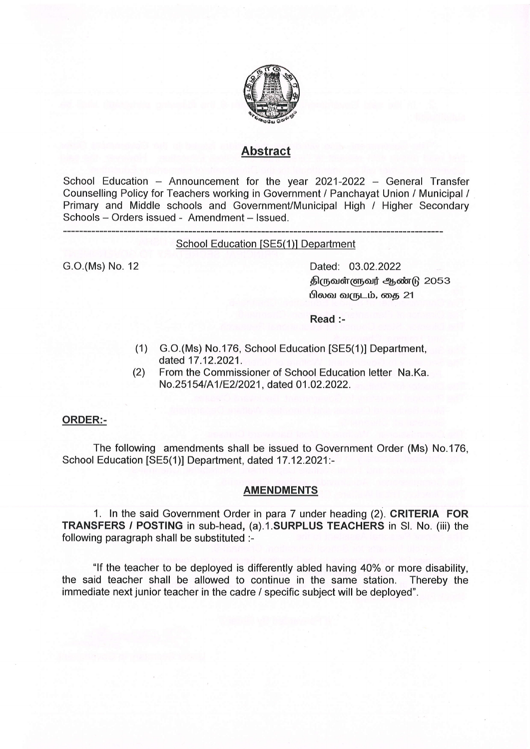## Abstract

School Education – Announcement for the year 2021-2022 – General Transfer Counselling Policy for Teachers working in Government / Panchayat Union / Municipal / Primary and Middle schools and Government/Municipal High / Higher Secondary Schools – Orders issued - Amendment – Issued.

---

School Education [SE5(1)] Department

G.O.(Ms) No. 12

Dated: 03.02.2022
திருவள்ளுவர் ஆண்டு 2053
பிலவ வருடம், தை 21

**Read :-**

(1) G.O.(Ms) No.176, School Education [SE5(1)] Department, dated 17.12.2021.
(2) From the Commissioner of School Education letter Na.Ka. No.25154/A1/E2/2021, dated 01.02.2022.

**ORDER:-**

The following amendments shall be issued to Government Order (Ms) No.176, School Education [SE5(1)] Department, dated 17.12.2021:-

**AMENDMENTS**

1. In the said Government Order in para 7 under heading (2). **CRITERIA FOR TRANSFERS / POSTING** in sub-head, (a).1.**SURPLUS TEACHERS** in Sl. No. (iii) the following paragraph shall be substituted :-

"If the teacher to be deployed is differently abled having 40% or more disability, the said teacher shall be allowed to continue in the same station. Thereby the immediate next junior teacher in the cadre / specific subject will be deployed".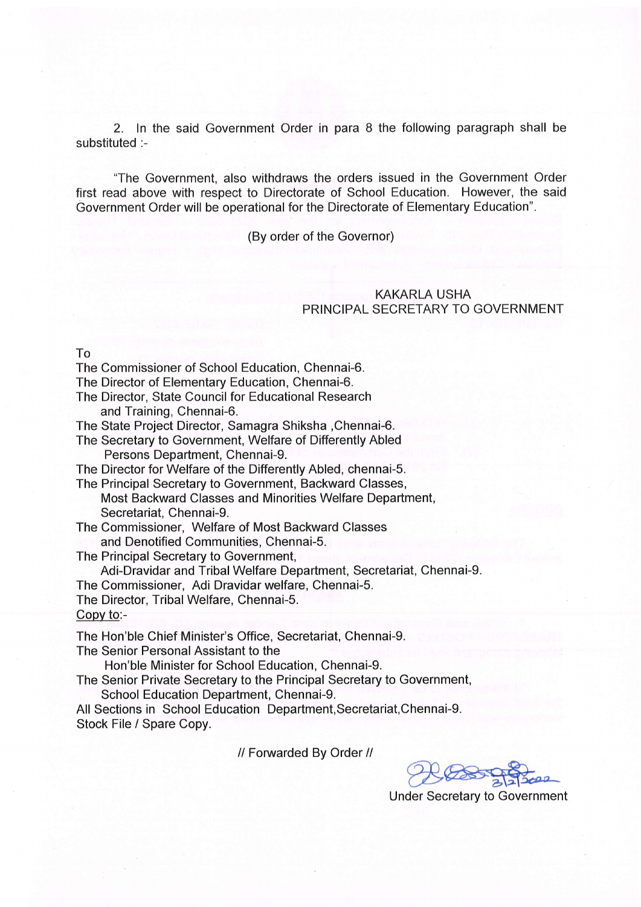2. In the said Government Order in para 8 the following paragraph shall be substituted :-

"The Government, also withdraws the orders issued in the Government Order first read above with respect to Directorate of School Education. However, the said Government Order will be operational for the Directorate of Elementary Education".

(By order of the Governor)

KAKARLA USHA
PRINCIPAL SECRETARY TO GOVERNMENT

To
The Commissioner of School Education, Chennai-6.
The Director of Elementary Education, Chennai-6.
The Director, State Council for Educational Research and Training, Chennai-6.
The State Project Director, Samagra Shiksha ,Chennai-6.
The Secretary to Government, Welfare of Differently Abled Persons Department, Chennai-9.
The Director for Welfare of the Differently Abled, chennai-5.
The Principal Secretary to Government, Backward Classes, Most Backward Classes and Minorities Welfare Department, Secretariat, Chennai-9.
The Commissioner, Welfare of Most Backward Classes and Denotified Communities, Chennai-5.
The Principal Secretary to Government, Adi-Dravidar and Tribal Welfare Department, Secretariat, Chennai-9.
The Commissioner, Adi Dravidar welfare, Chennai-5.
The Director, Tribal Welfare, Chennai-5.

Copy to:-

The Hon'ble Chief Minister's Office, Secretariat, Chennai-9.
The Senior Personal Assistant to the Hon'ble Minister for School Education, Chennai-9.
The Senior Private Secretary to the Principal Secretary to Government, School Education Department, Chennai-9.
All Sections in School Education Department,Secretariat,Chennai-9.
Stock File / Spare Copy.

// Forwarded By Order //

3/2/2022
Under Secretary to Government